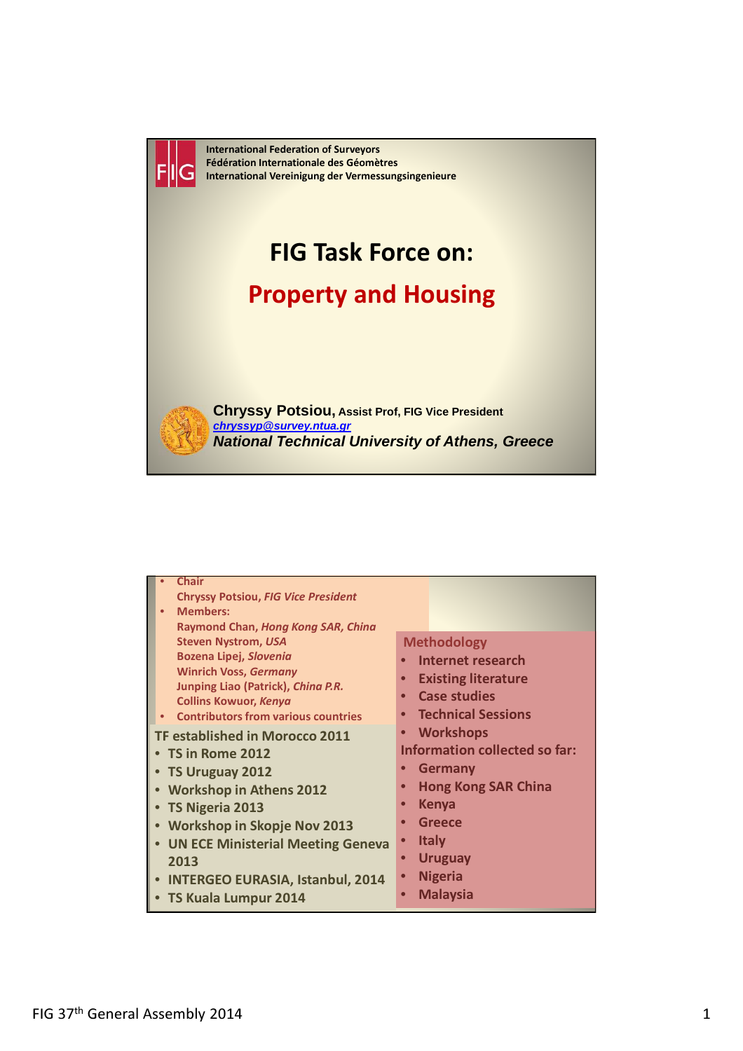International Federation of Surveyors
Fédération Internationale des Géomètres
International Vereinigung der Vermessungsingenieure

# FIG Task Force on:

## Property and Housing

**Chryssy Potsiou,** Assist Prof, FIG Vice President
*chryssyp@survey.ntua.gr*
***National Technical University of Athens, Greece***

---

- Chair
  Chryssy Potsiou, *FIG Vice President*
- Members:
  Raymond Chan, *Hong Kong SAR, China*
  Steven Nystrom, *USA*
  Bozena Lipej, *Slovenia*
  Winrich Voss, *Germany*
  Junping Liao (Patrick), *China P.R.*
  Collins Kowuor, *Kenya*
- Contributors from various countries

TF established in Morocco 2011

- TS in Rome 2012
- TS Uruguay 2012
- Workshop in Athens 2012
- TS Nigeria 2013
- Workshop in Skopje Nov 2013
- UN ECE Ministerial Meeting Geneva 2013
- INTERGEO EURASIA, Istanbul, 2014
- TS Kuala Lumpur 2014

Methodology

- Internet research
- Existing literature
- Case studies
- Technical Sessions
- Workshops

Information collected so far:

- Germany
- Hong Kong SAR China
- Kenya
- Greece
- Italy
- Uruguay
- Nigeria
- Malaysia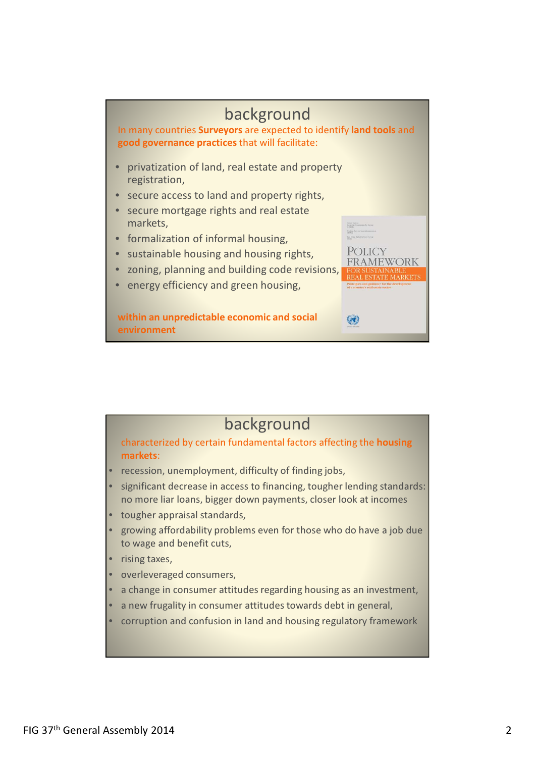## background

In many countries **Surveyors** are expected to identify **land tools** and **good governance practices** that will facilitate:

- privatization of land, real estate and property registration,
- secure access to land and property rights,
- secure mortgage rights and real estate markets,
- formalization of informal housing,
- sustainable housing and housing rights,
- zoning, planning and building code revisions,
- energy efficiency and green housing,

**within an unpredictable economic and social environment**

POLICY FRAMEWORK FOR SUSTAINABLE REAL ESTATE MARKETS

Principles and guidance for the development of a country's real estate sector

## background

characterized by certain fundamental factors affecting the **housing markets**:

- recession, unemployment, difficulty of finding jobs,
- significant decrease in access to financing, tougher lending standards: no more liar loans, bigger down payments, closer look at incomes
- tougher appraisal standards,
- growing affordability problems even for those who do have a job due to wage and benefit cuts,
- rising taxes,
- overleveraged consumers,
- a change in consumer attitudes regarding housing as an investment,
- a new frugality in consumer attitudes towards debt in general,
- corruption and confusion in land and housing regulatory framework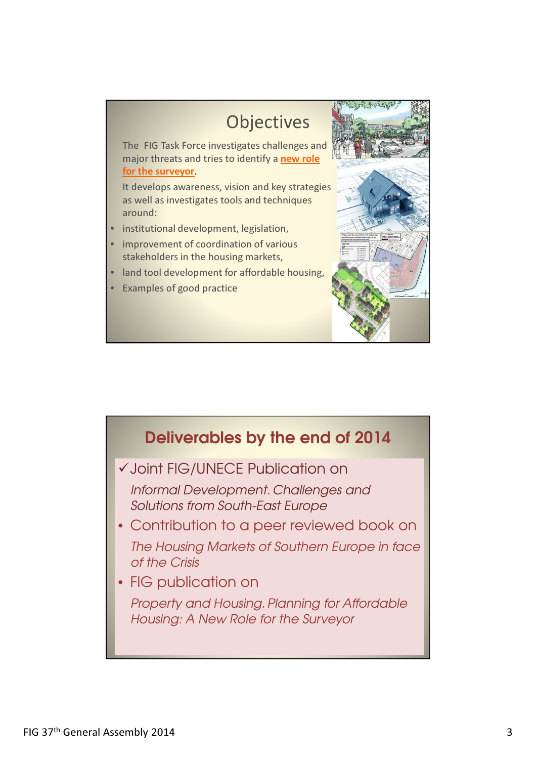## Objectives

The FIG Task Force investigates challenges and major threats and tries to identify a **new role for the surveyor**.

It develops awareness, vision and key strategies as well as investigates tools and techniques around:

- institutional development, legislation,
- improvement of coordination of various stakeholders in the housing markets,
- land tool development for affordable housing,
- Examples of good practice

## Deliverables by the end of 2014

- ✓ Joint FIG/UNECE Publication on

  *Informal Development. Challenges and Solutions from South-East Europe*
- Contribution to a peer reviewed book on

  *The Housing Markets of Southern Europe in face of the Crisis*
- FIG publication on

  *Property and Housing. Planning for Affordable Housing: A New Role for the Surveyor*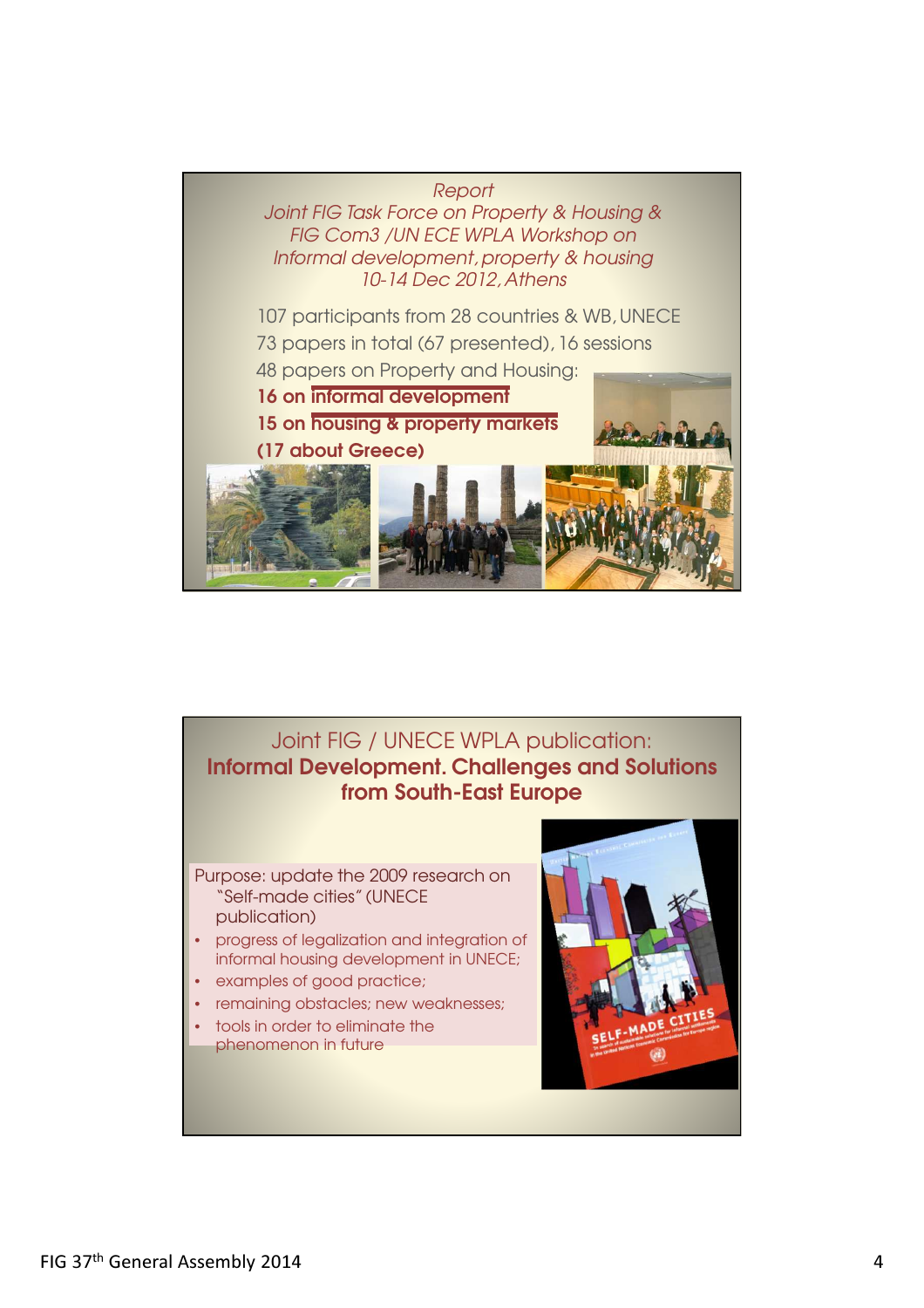*Report*
*Joint FIG Task Force on Property & Housing & FIG Com3 /UN ECE WPLA Workshop on Informal development, property & housing*
*10-14 Dec 2012, Athens*

107 participants from 28 countries & WB, UNECE

73 papers in total (67 presented), 16 sessions

48 papers on Property and Housing:

**16 on informal development**

**15 on housing & property markets**

**(17 about Greece)**

Joint FIG / UNECE WPLA publication:
**Informal Development. Challenges and Solutions from South-East Europe**

Purpose: update the 2009 research on "Self-made cities" (UNECE publication)

- progress of legalization and integration of informal housing development in UNECE;
- examples of good practice;
- remaining obstacles; new weaknesses;
- tools in order to eliminate the phenomenon in future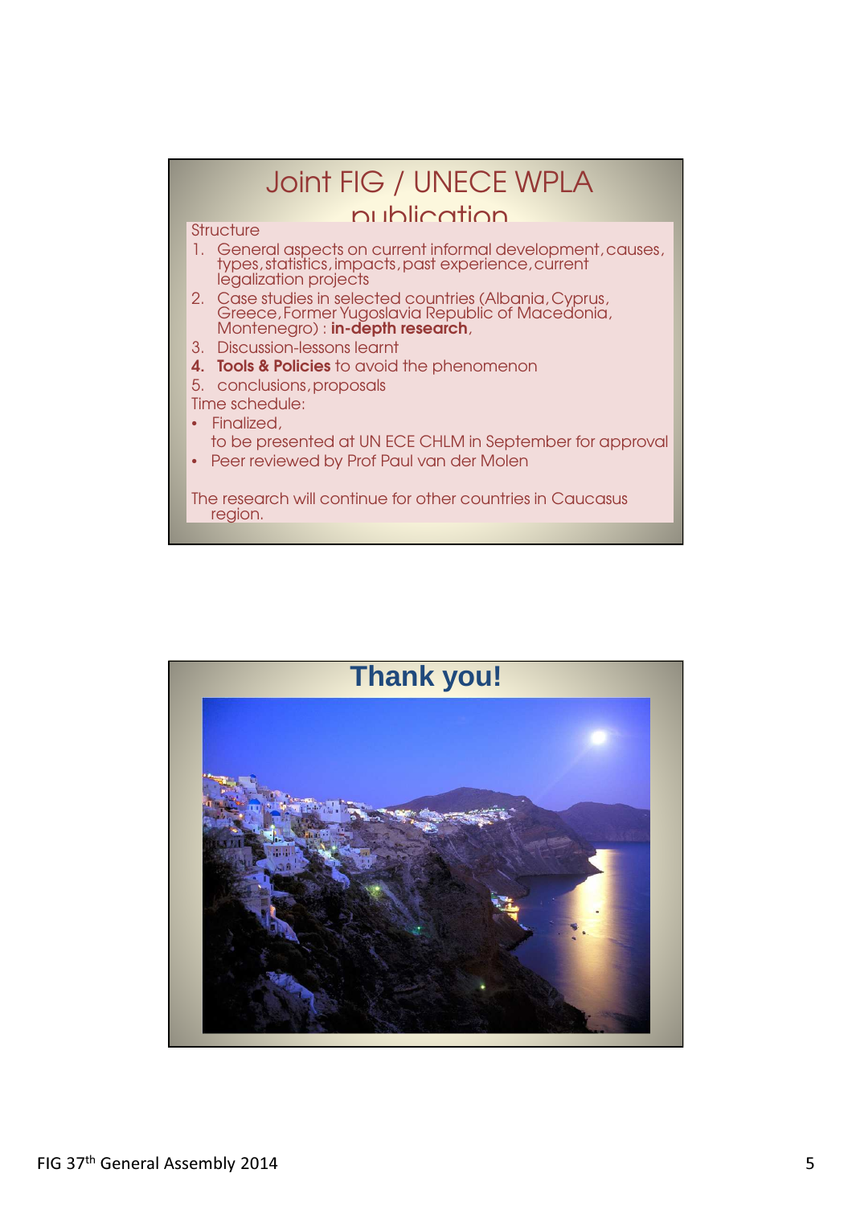# Joint FIG / UNECE WPLA publication

Structure

1. General aspects on current informal development, causes, types, statistics, impacts, past experience, current legalization projects
2. Case studies in selected countries (Albania, Cyprus, Greece, Former Yugoslavia Republic of Macedonia, Montenegro) : **in-depth research**,
3. Discussion-lessons learnt
4. **Tools & Policies** to avoid the phenomenon
5. conclusions, proposals

Time schedule:

- Finalized,
  to be presented at UN ECE CHLM in September for approval
- Peer reviewed by Prof Paul van der Molen

The research will continue for other countries in Caucasus region.

# Thank you!